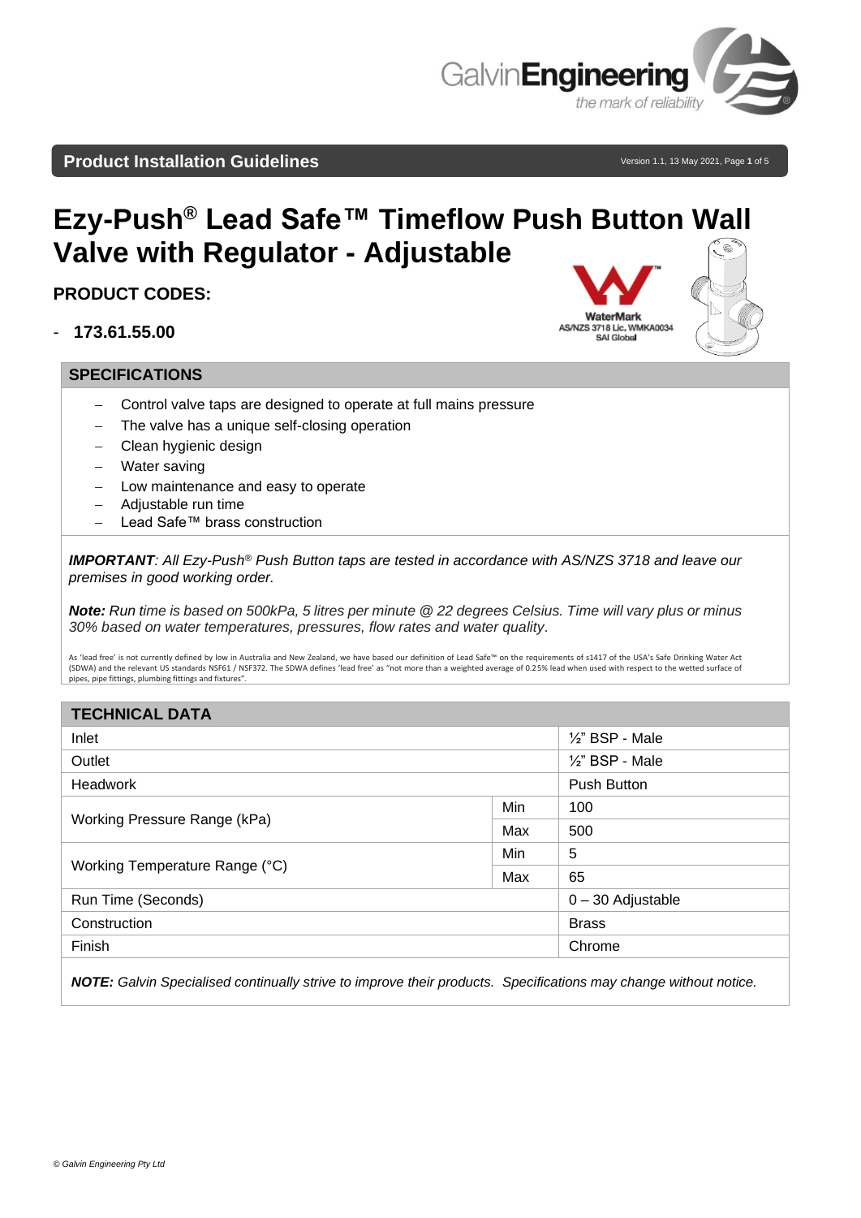Product Installation Guidelines

# Ezy-Push® Lead Safe™ Timeflow Push Button Wall Valve with Regulator - Adjustable

## PRODUCT CODES:

- **173.61.55.00**

WaterMark
AS/NZS 3718 Lic. WMKA0034
SAI Global

## SPECIFICATIONS

- Control valve taps are designed to operate at full mains pressure
- The valve has a unique self-closing operation
- Clean hygienic design
- Water saving
- Low maintenance and easy to operate
- Adjustable run time
- Lead Safe™ brass construction

***IMPORTANT**: All Ezy-Push® Push Button taps are tested in accordance with AS/NZS 3718 and leave our premises in good working order.*

***Note:** Run time is based on 500kPa, 5 litres per minute @ 22 degrees Celsius. Time will vary plus or minus 30% based on water temperatures, pressures, flow rates and water quality.*

As 'lead free' is not currently defined by low in Australia and New Zealand, we have based our definition of Lead Safe™ on the requirements of s1417 of the USA's Safe Drinking Water Act (SDWA) and the relevant US standards NSF61 / NSF372. The SDWA defines 'lead free' as "not more than a weighted average of 0.25% lead when used with respect to the wetted surface of pipes, pipe fittings, plumbing fittings and fixtures".

## TECHNICAL DATA

| TECHNICAL DATA | | |
|---|---|---|
| Inlet | | ½" BSP - Male |
| Outlet | | ½" BSP - Male |
| Headwork | | Push Button |
| Working Pressure Range (kPa) | Min | 100 |
| | Max | 500 |
| Working Temperature Range (°C) | Min | 5 |
| | Max | 65 |
| Run Time (Seconds) | | 0 – 30 Adjustable |
| Construction | | Brass |
| Finish | | Chrome |

***NOTE:** Galvin Specialised continually strive to improve their products. Specifications may change without notice.*

© Galvin Engineering Pty Ltd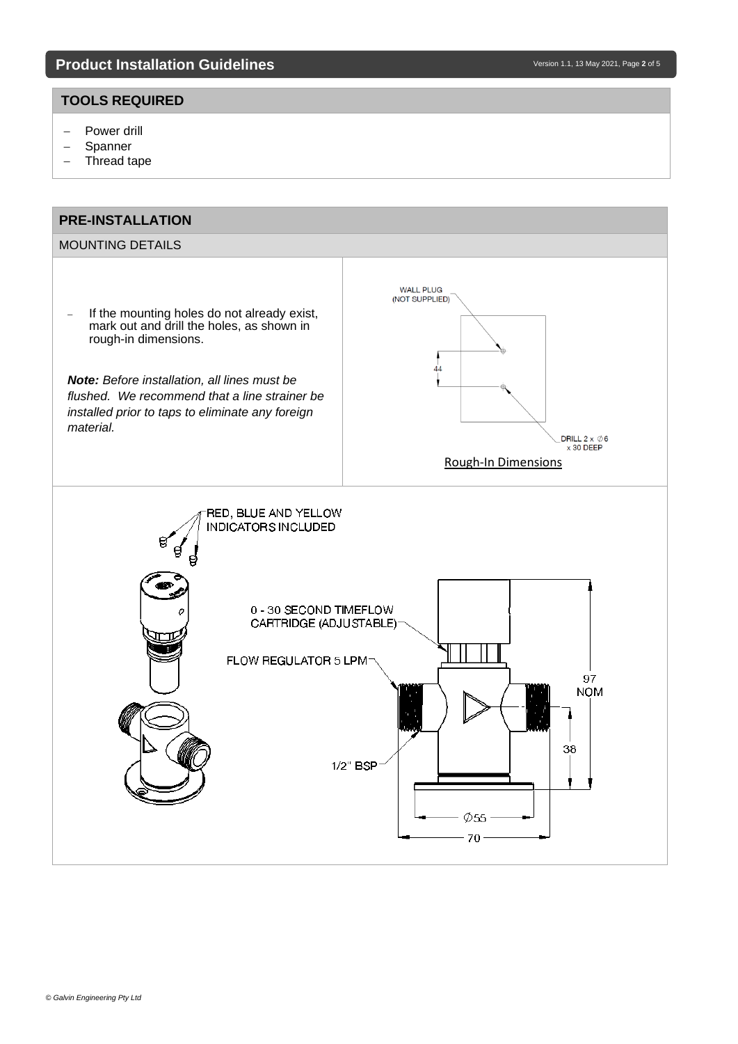## TOOLS REQUIRED

- Power drill
- Spanner
- Thread tape

## PRE-INSTALLATION

### MOUNTING DETAILS

- If the mounting holes do not already exist, mark out and drill the holes, as shown in rough-in dimensions.

***Note:** Before installation, all lines must be flushed. We recommend that a line strainer be installed prior to taps to eliminate any foreign material.*

WALL PLUG (NOT SUPPLIED)

44

DRILL 2 x ∅6 x 30 DEEP

Rough-In Dimensions

RED, BLUE AND YELLOW INDICATORS INCLUDED

0 - 30 SECOND TIMEFLOW CARTRIDGE (ADJUSTABLE)

FLOW REGULATOR 5 LPM

1/2" BSP

97 NOM

38

∅55

70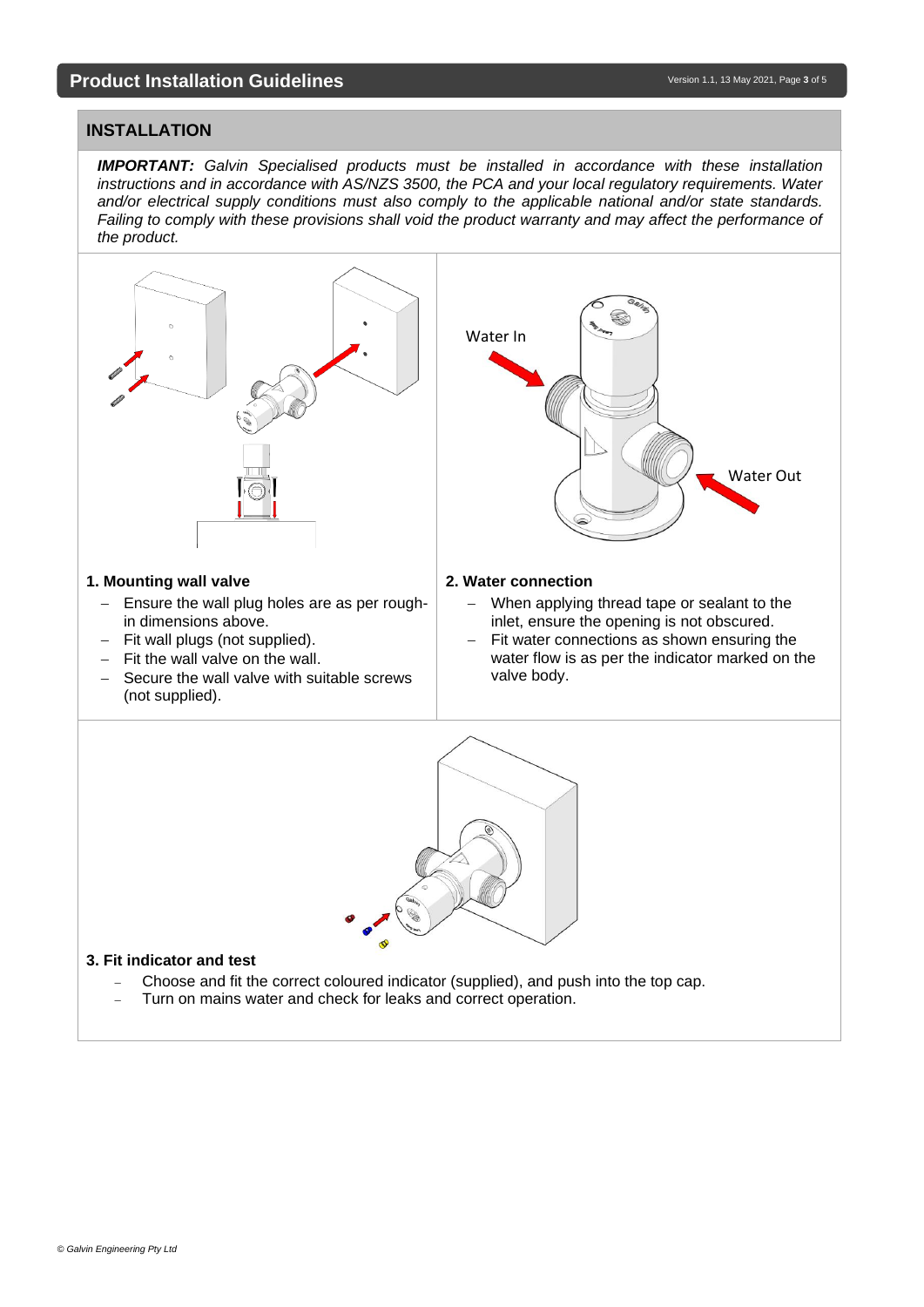## INSTALLATION

***IMPORTANT:** Galvin Specialised products must be installed in accordance with these installation instructions and in accordance with AS/NZS 3500, the PCA and your local regulatory requirements. Water and/or electrical supply conditions must also comply to the applicable national and/or state standards. Failing to comply with these provisions shall void the product warranty and may affect the performance of the product.*

Water In

Water Out

### 1. Mounting wall valve

- Ensure the wall plug holes are as per rough-in dimensions above.
- Fit wall plugs (not supplied).
- Fit the wall valve on the wall.
- Secure the wall valve with suitable screws (not supplied).

### 2. Water connection

- When applying thread tape or sealant to the inlet, ensure the opening is not obscured.
- Fit water connections as shown ensuring the water flow is as per the indicator marked on the valve body.

### 3. Fit indicator and test

- Choose and fit the correct coloured indicator (supplied), and push into the top cap.
- Turn on mains water and check for leaks and correct operation.

*© Galvin Engineering Pty Ltd*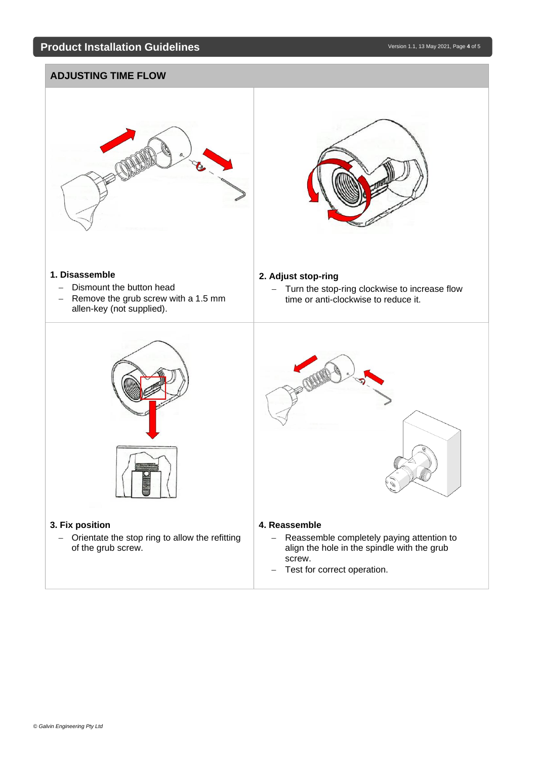## ADJUSTING TIME FLOW

### 1. Disassemble

- Dismount the button head
- Remove the grub screw with a 1.5 mm allen-key (not supplied).

### 2. Adjust stop-ring

- Turn the stop-ring clockwise to increase flow time or anti-clockwise to reduce it.

### 3. Fix position

- Orientate the stop ring to allow the refitting of the grub screw.

### 4. Reassemble

- Reassemble completely paying attention to align the hole in the spindle with the grub screw.
- Test for correct operation.

*© Galvin Engineering Pty Ltd*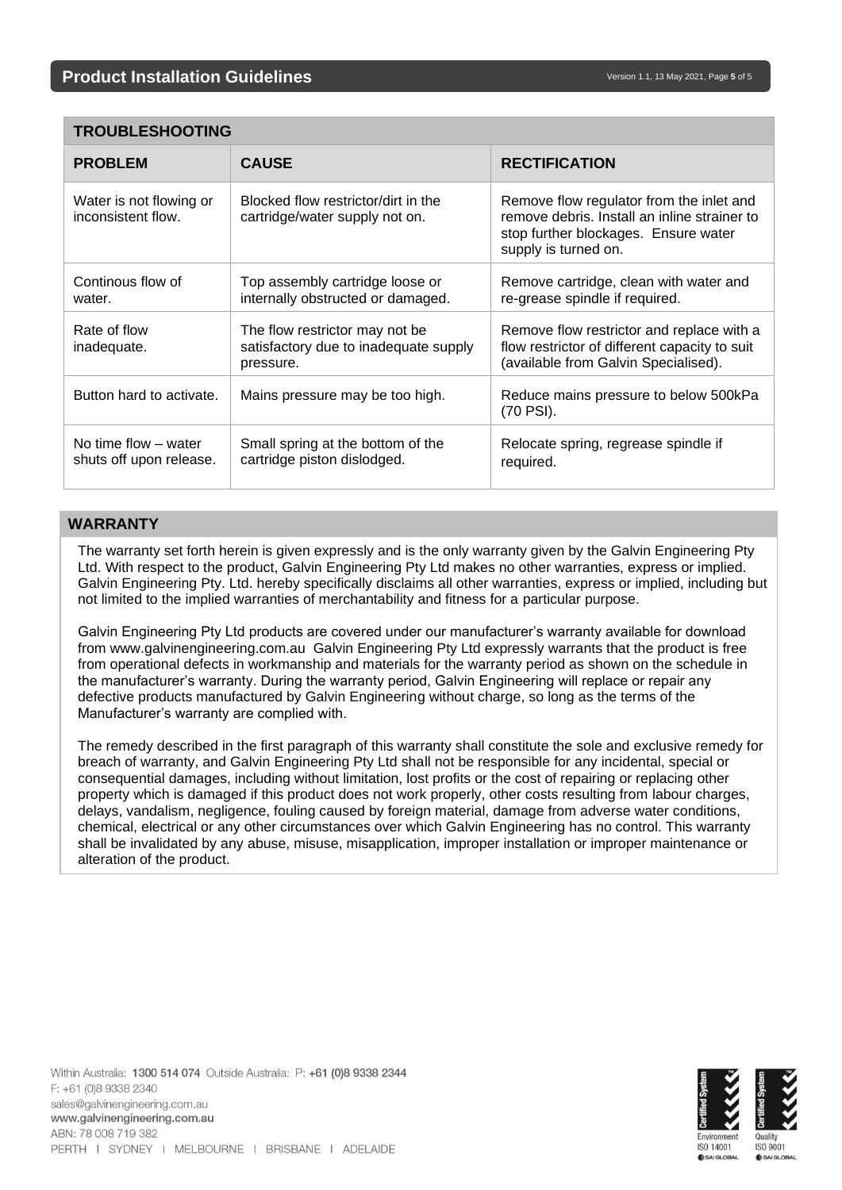## TROUBLESHOOTING

| PROBLEM | CAUSE | RECTIFICATION |
|---|---|---|
| Water is not flowing or inconsistent flow. | Blocked flow restrictor/dirt in the cartridge/water supply not on. | Remove flow regulator from the inlet and remove debris. Install an inline strainer to stop further blockages. Ensure water supply is turned on. |
| Continous flow of water. | Top assembly cartridge loose or internally obstructed or damaged. | Remove cartridge, clean with water and re-grease spindle if required. |
| Rate of flow inadequate. | The flow restrictor may not be satisfactory due to inadequate supply pressure. | Remove flow restrictor and replace with a flow restrictor of different capacity to suit (available from Galvin Specialised). |
| Button hard to activate. | Mains pressure may be too high. | Reduce mains pressure to below 500kPa (70 PSI). |
| No time flow – water shuts off upon release. | Small spring at the bottom of the cartridge piston dislodged. | Relocate spring, regrease spindle if required. |

## WARRANTY

The warranty set forth herein is given expressly and is the only warranty given by the Galvin Engineering Pty Ltd. With respect to the product, Galvin Engineering Pty Ltd makes no other warranties, express or implied. Galvin Engineering Pty. Ltd. hereby specifically disclaims all other warranties, express or implied, including but not limited to the implied warranties of merchantability and fitness for a particular purpose.

Galvin Engineering Pty Ltd products are covered under our manufacturer's warranty available for download from www.galvinengineering.com.au Galvin Engineering Pty Ltd expressly warrants that the product is free from operational defects in workmanship and materials for the warranty period as shown on the schedule in the manufacturer's warranty. During the warranty period, Galvin Engineering will replace or repair any defective products manufactured by Galvin Engineering without charge, so long as the terms of the Manufacturer's warranty are complied with.

The remedy described in the first paragraph of this warranty shall constitute the sole and exclusive remedy for breach of warranty, and Galvin Engineering Pty Ltd shall not be responsible for any incidental, special or consequential damages, including without limitation, lost profits or the cost of repairing or replacing other property which is damaged if this product does not work properly, other costs resulting from labour charges, delays, vandalism, negligence, fouling caused by foreign material, damage from adverse water conditions, chemical, electrical or any other circumstances over which Galvin Engineering has no control. This warranty shall be invalidated by any abuse, misuse, misapplication, improper installation or improper maintenance or alteration of the product.

Within Australia: 1300 514 074 Outside Australia: P: +61 (0)8 9338 2344
F: +61 (0)8 9338 2340
sales@galvinengineering.com.au
www.galvinengineering.com.au
ABN: 78 008 719 382
PERTH | SYDNEY | MELBOURNE | BRISBANE | ADELAIDE

Certified System Environment ISO 14001 SAI GLOBAL
Certified System Quality ISO 9001 SAI GLOBAL